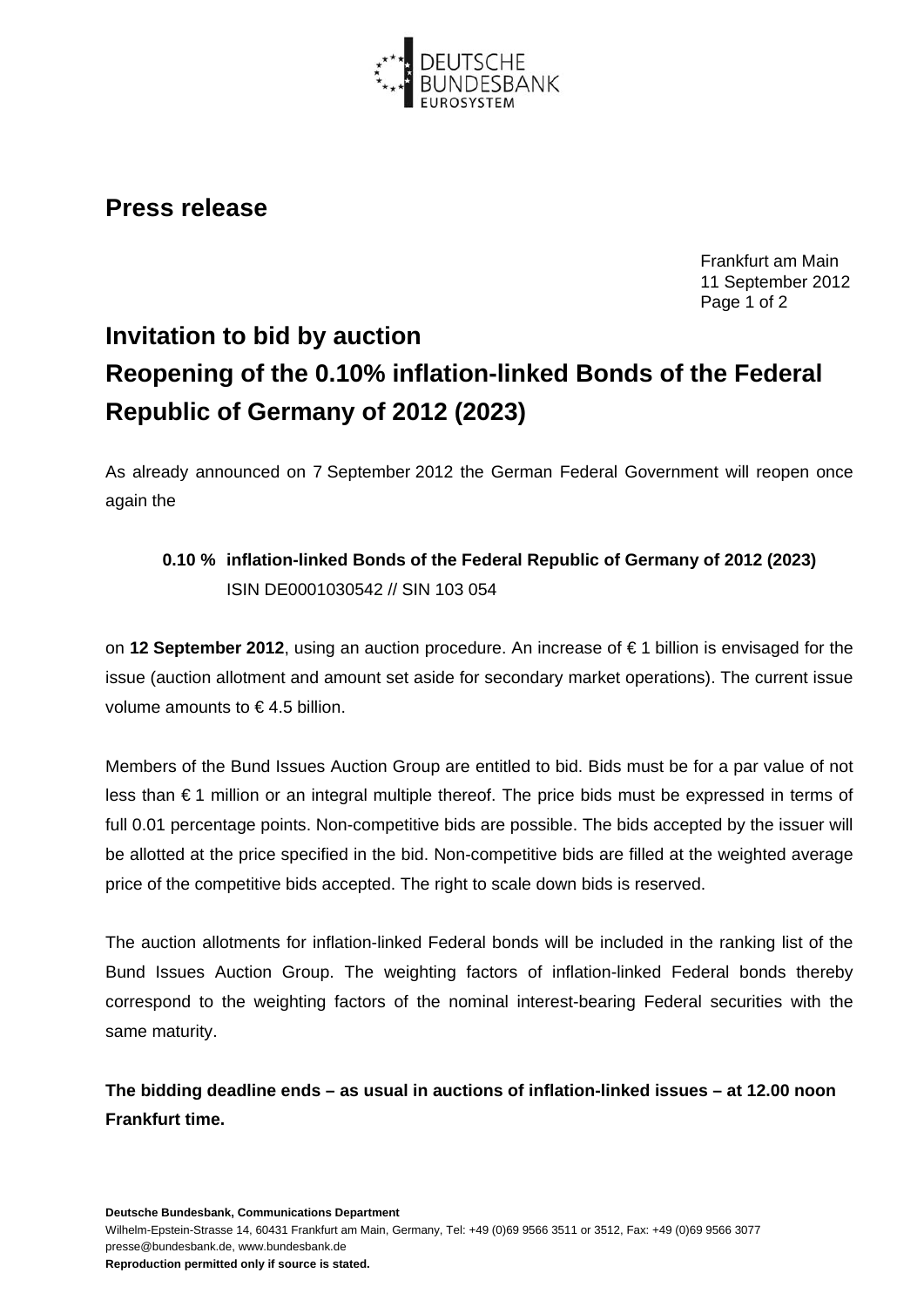# Press release

Frankfurt am Main
11 September 2012

## Invitation to bid by auction
## Reopening of the 0.10% inflation-linked Bonds of the Federal Republic of Germany of 2012 (2023)

As already announced on 7 September 2012 the German Federal Government will reopen once again the

**0.10 % inflation-linked Bonds of the Federal Republic of Germany of 2012 (2023)**
ISIN DE0001030542 // SIN 103 054

on **12 September 2012**, using an auction procedure. An increase of € 1 billion is envisaged for the issue (auction allotment and amount set aside for secondary market operations). The current issue volume amounts to € 4.5 billion.

Members of the Bund Issues Auction Group are entitled to bid. Bids must be for a par value of not less than € 1 million or an integral multiple thereof. The price bids must be expressed in terms of full 0.01 percentage points. Non-competitive bids are possible. The bids accepted by the issuer will be allotted at the price specified in the bid. Non-competitive bids are filled at the weighted average price of the competitive bids accepted. The right to scale down bids is reserved.

The auction allotments for inflation-linked Federal bonds will be included in the ranking list of the Bund Issues Auction Group. The weighting factors of inflation-linked Federal bonds thereby correspond to the weighting factors of the nominal interest-bearing Federal securities with the same maturity.

**The bidding deadline ends – as usual in auctions of inflation-linked issues – at 12.00 noon Frankfurt time.**

**Deutsche Bundesbank, Communications Department**
Wilhelm-Epstein-Strasse 14, 60431 Frankfurt am Main, Germany, Tel: +49 (0)69 9566 3511 or 3512, Fax: +49 (0)69 9566 3077
presse@bundesbank.de, www.bundesbank.de
**Reproduction permitted only if source is stated.**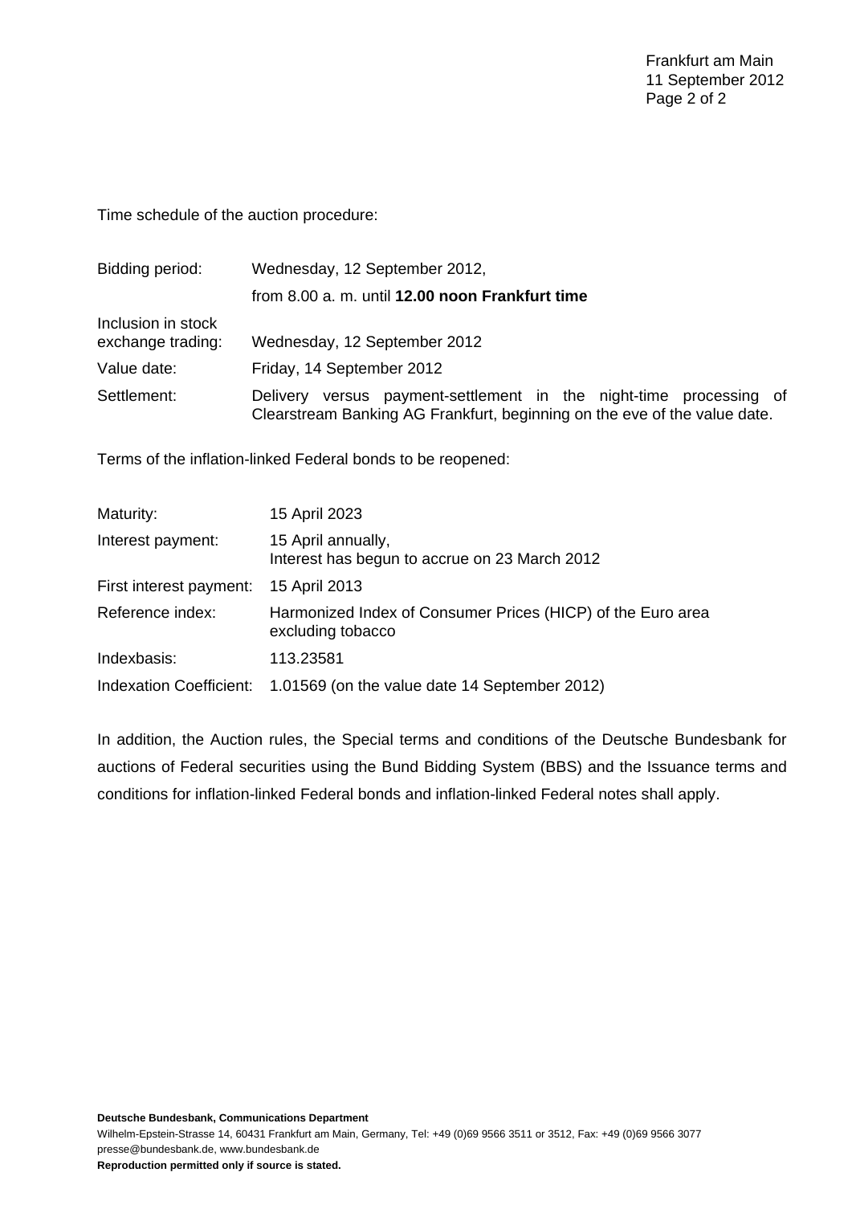Time schedule of the auction procedure:

| | |
|---|---|
| Bidding period: | Wednesday, 12 September 2012,<br>from 8.00 a. m. until **12.00 noon Frankfurt time** |
| Inclusion in stock exchange trading: | Wednesday, 12 September 2012 |
| Value date: | Friday, 14 September 2012 |
| Settlement: | Delivery versus payment-settlement in the night-time processing of Clearstream Banking AG Frankfurt, beginning on the eve of the value date. |

Terms of the inflation-linked Federal bonds to be reopened:

| | |
|---|---|
| Maturity: | 15 April 2023 |
| Interest payment: | 15 April annually,<br>Interest has begun to accrue on 23 March 2012 |
| First interest payment: | 15 April 2013 |
| Reference index: | Harmonized Index of Consumer Prices (HICP) of the Euro area excluding tobacco |
| Indexbasis: | 113.23581 |
| Indexation Coefficient: | 1.01569 (on the value date 14 September 2012) |

In addition, the Auction rules, the Special terms and conditions of the Deutsche Bundesbank for auctions of Federal securities using the Bund Bidding System (BBS) and the Issuance terms and conditions for inflation-linked Federal bonds and inflation-linked Federal notes shall apply.

**Deutsche Bundesbank, Communications Department**
Wilhelm-Epstein-Strasse 14, 60431 Frankfurt am Main, Germany, Tel: +49 (0)69 9566 3511 or 3512, Fax: +49 (0)69 9566 3077
presse@bundesbank.de, www.bundesbank.de
**Reproduction permitted only if source is stated.**